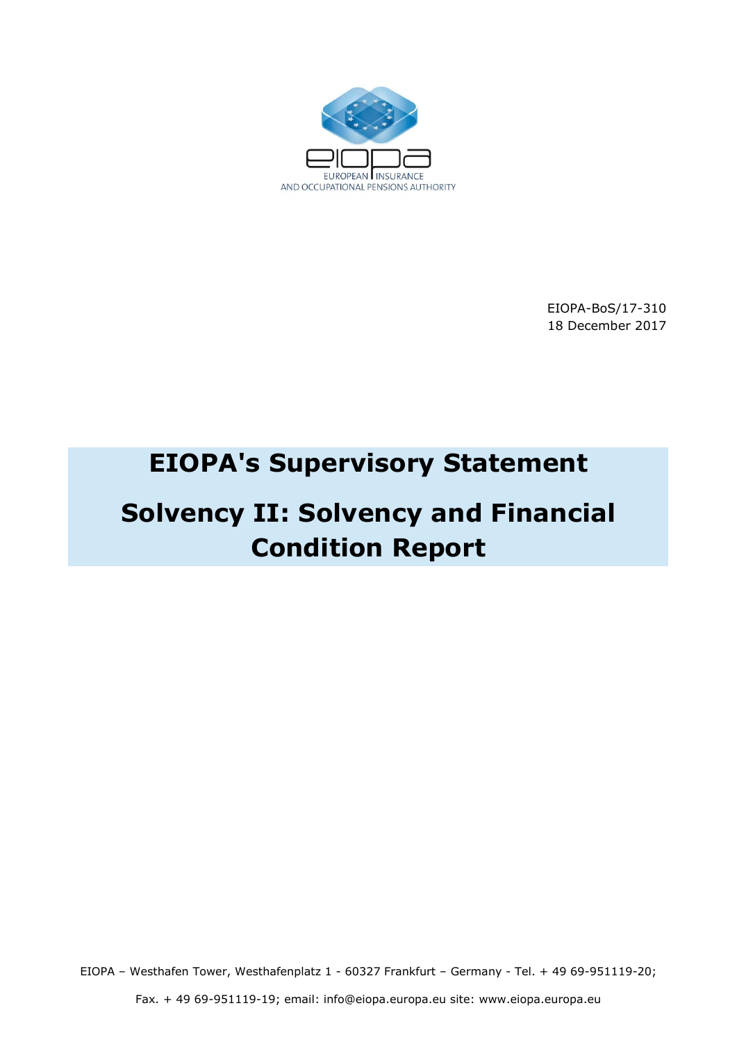EIOPA-BoS/17-310
18 December 2017

# EIOPA's Supervisory Statement

# Solvency II: Solvency and Financial Condition Report

EIOPA – Westhafen Tower, Westhafenplatz 1 - 60327 Frankfurt – Germany - Tel. + 49 69-951119-20;

Fax. + 49 69-951119-19; email: info@eiopa.europa.eu site: www.eiopa.europa.eu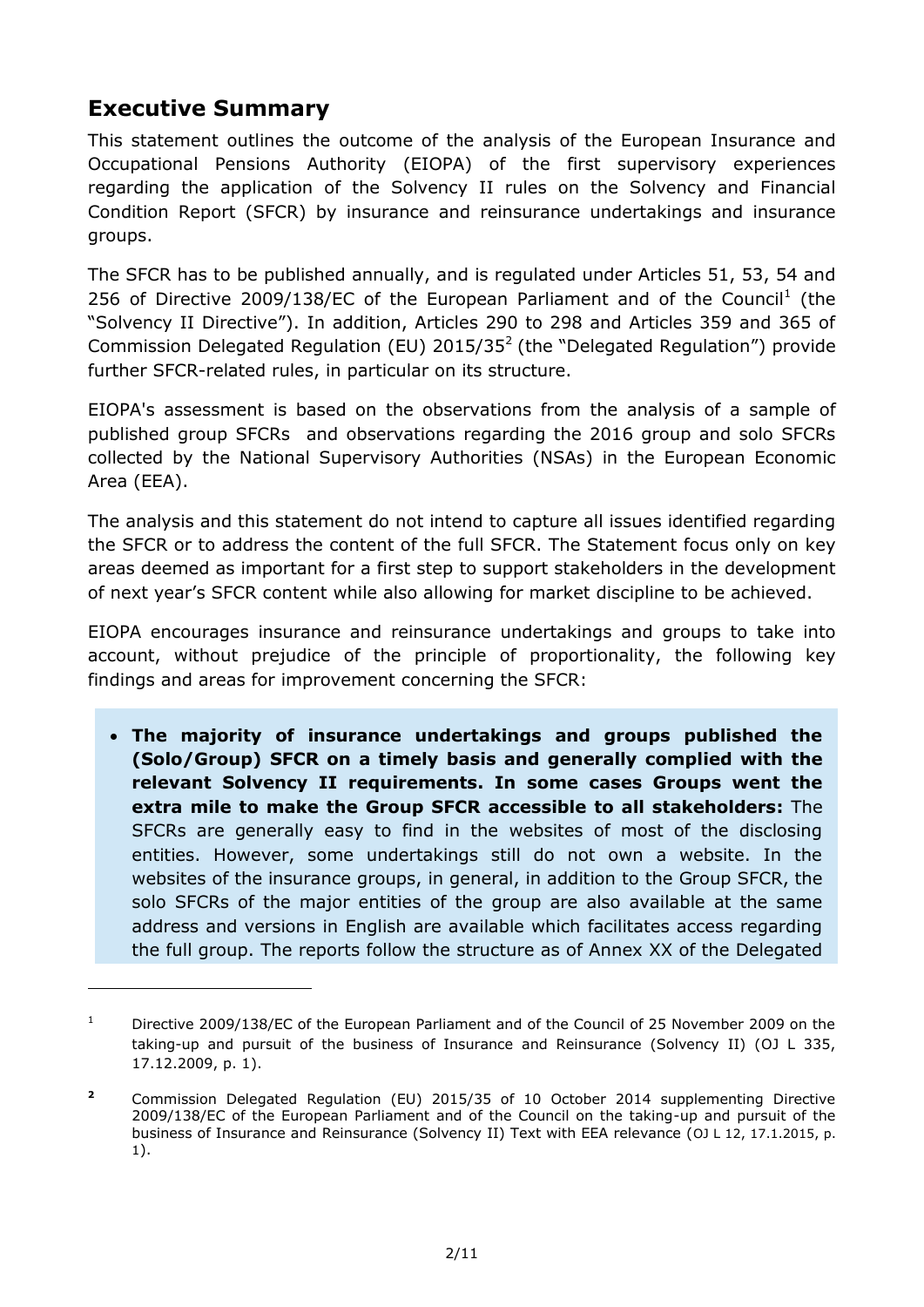## Executive Summary

This statement outlines the outcome of the analysis of the European Insurance and Occupational Pensions Authority (EIOPA) of the first supervisory experiences regarding the application of the Solvency II rules on the Solvency and Financial Condition Report (SFCR) by insurance and reinsurance undertakings and insurance groups.

The SFCR has to be published annually, and is regulated under Articles 51, 53, 54 and 256 of Directive 2009/138/EC of the European Parliament and of the Council[1] (the "Solvency II Directive"). In addition, Articles 290 to 298 and Articles 359 and 365 of Commission Delegated Regulation (EU) 2015/35[2] (the "Delegated Regulation") provide further SFCR-related rules, in particular on its structure.

EIOPA's assessment is based on the observations from the analysis of a sample of published group SFCRs and observations regarding the 2016 group and solo SFCRs collected by the National Supervisory Authorities (NSAs) in the European Economic Area (EEA).

The analysis and this statement do not intend to capture all issues identified regarding the SFCR or to address the content of the full SFCR. The Statement focus only on key areas deemed as important for a first step to support stakeholders in the development of next year's SFCR content while also allowing for market discipline to be achieved.

EIOPA encourages insurance and reinsurance undertakings and groups to take into account, without prejudice of the principle of proportionality, the following key findings and areas for improvement concerning the SFCR:

- **The majority of insurance undertakings and groups published the (Solo/Group) SFCR on a timely basis and generally complied with the relevant Solvency II requirements. In some cases Groups went the extra mile to make the Group SFCR accessible to all stakeholders:** The SFCRs are generally easy to find in the websites of most of the disclosing entities. However, some undertakings still do not own a website. In the websites of the insurance groups, in general, in addition to the Group SFCR, the solo SFCRs of the major entities of the group are also available at the same address and versions in English are available which facilitates access regarding the full group. The reports follow the structure as of Annex XX of the Delegated

---

[1] Directive 2009/138/EC of the European Parliament and of the Council of 25 November 2009 on the taking-up and pursuit of the business of Insurance and Reinsurance (Solvency II) (OJ L 335, 17.12.2009, p. 1).

[2] Commission Delegated Regulation (EU) 2015/35 of 10 October 2014 supplementing Directive 2009/138/EC of the European Parliament and of the Council on the taking-up and pursuit of the business of Insurance and Reinsurance (Solvency II) Text with EEA relevance (OJ L 12, 17.1.2015, p. 1).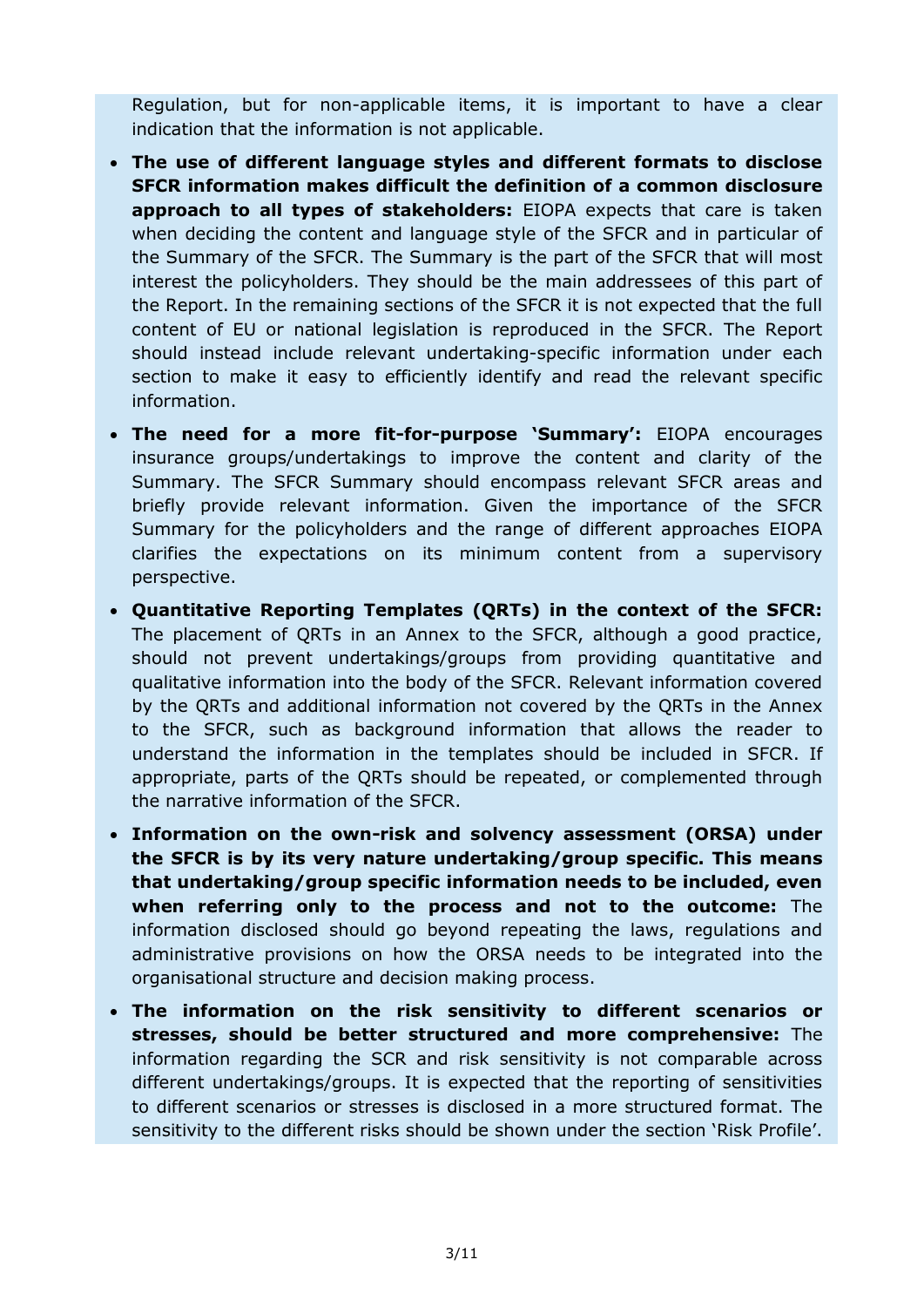Regulation, but for non-applicable items, it is important to have a clear indication that the information is not applicable.

- **The use of different language styles and different formats to disclose SFCR information makes difficult the definition of a common disclosure approach to all types of stakeholders:** EIOPA expects that care is taken when deciding the content and language style of the SFCR and in particular of the Summary of the SFCR. The Summary is the part of the SFCR that will most interest the policyholders. They should be the main addressees of this part of the Report. In the remaining sections of the SFCR it is not expected that the full content of EU or national legislation is reproduced in the SFCR. The Report should instead include relevant undertaking-specific information under each section to make it easy to efficiently identify and read the relevant specific information.
- **The need for a more fit-for-purpose 'Summary':** EIOPA encourages insurance groups/undertakings to improve the content and clarity of the Summary. The SFCR Summary should encompass relevant SFCR areas and briefly provide relevant information. Given the importance of the SFCR Summary for the policyholders and the range of different approaches EIOPA clarifies the expectations on its minimum content from a supervisory perspective.
- **Quantitative Reporting Templates (QRTs) in the context of the SFCR:** The placement of QRTs in an Annex to the SFCR, although a good practice, should not prevent undertakings/groups from providing quantitative and qualitative information into the body of the SFCR. Relevant information covered by the QRTs and additional information not covered by the QRTs in the Annex to the SFCR, such as background information that allows the reader to understand the information in the templates should be included in SFCR. If appropriate, parts of the QRTs should be repeated, or complemented through the narrative information of the SFCR.
- **Information on the own-risk and solvency assessment (ORSA) under the SFCR is by its very nature undertaking/group specific. This means that undertaking/group specific information needs to be included, even when referring only to the process and not to the outcome:** The information disclosed should go beyond repeating the laws, regulations and administrative provisions on how the ORSA needs to be integrated into the organisational structure and decision making process.
- **The information on the risk sensitivity to different scenarios or stresses, should be better structured and more comprehensive:** The information regarding the SCR and risk sensitivity is not comparable across different undertakings/groups. It is expected that the reporting of sensitivities to different scenarios or stresses is disclosed in a more structured format. The sensitivity to the different risks should be shown under the section 'Risk Profile'.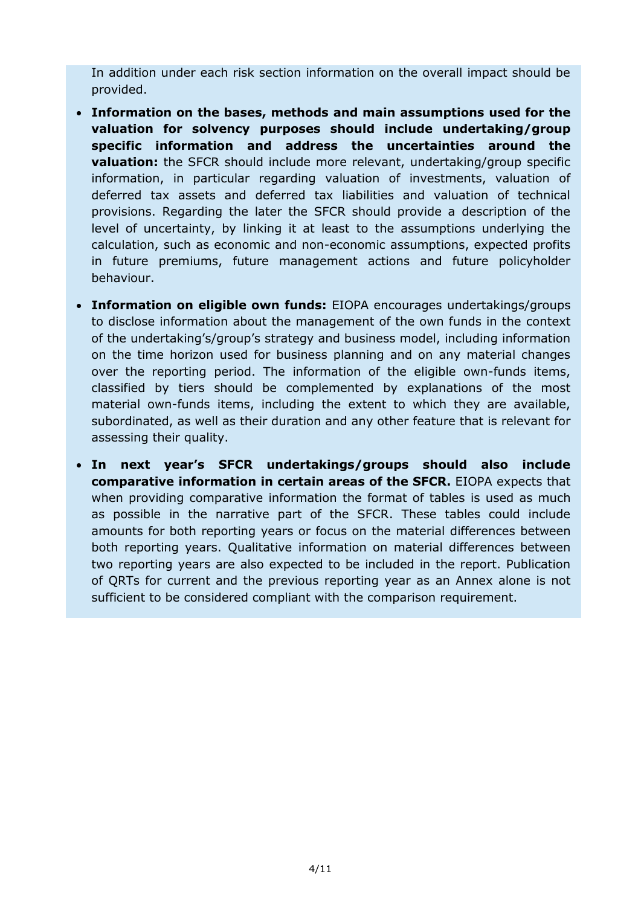In addition under each risk section information on the overall impact should be provided.

- **Information on the bases, methods and main assumptions used for the valuation for solvency purposes should include undertaking/group specific information and address the uncertainties around the valuation:** the SFCR should include more relevant, undertaking/group specific information, in particular regarding valuation of investments, valuation of deferred tax assets and deferred tax liabilities and valuation of technical provisions. Regarding the later the SFCR should provide a description of the level of uncertainty, by linking it at least to the assumptions underlying the calculation, such as economic and non-economic assumptions, expected profits in future premiums, future management actions and future policyholder behaviour.

- **Information on eligible own funds:** EIOPA encourages undertakings/groups to disclose information about the management of the own funds in the context of the undertaking's/group's strategy and business model, including information on the time horizon used for business planning and on any material changes over the reporting period. The information of the eligible own-funds items, classified by tiers should be complemented by explanations of the most material own-funds items, including the extent to which they are available, subordinated, as well as their duration and any other feature that is relevant for assessing their quality.

- **In next year's SFCR undertakings/groups should also include comparative information in certain areas of the SFCR.** EIOPA expects that when providing comparative information the format of tables is used as much as possible in the narrative part of the SFCR. These tables could include amounts for both reporting years or focus on the material differences between both reporting years. Qualitative information on material differences between two reporting years are also expected to be included in the report. Publication of QRTs for current and the previous reporting year as an Annex alone is not sufficient to be considered compliant with the comparison requirement.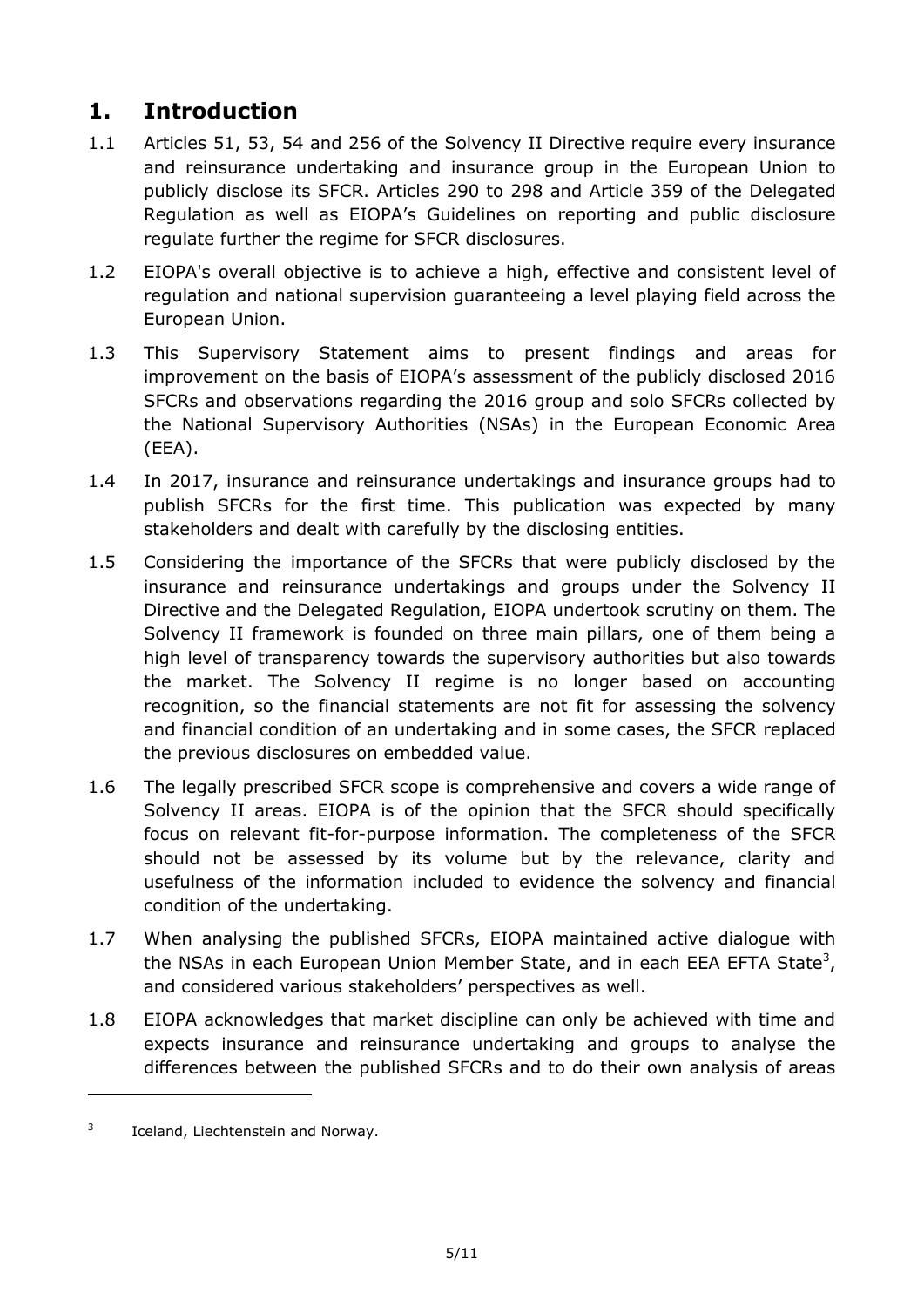# 1. Introduction

1.1 Articles 51, 53, 54 and 256 of the Solvency II Directive require every insurance and reinsurance undertaking and insurance group in the European Union to publicly disclose its SFCR. Articles 290 to 298 and Article 359 of the Delegated Regulation as well as EIOPA's Guidelines on reporting and public disclosure regulate further the regime for SFCR disclosures.

1.2 EIOPA's overall objective is to achieve a high, effective and consistent level of regulation and national supervision guaranteeing a level playing field across the European Union.

1.3 This Supervisory Statement aims to present findings and areas for improvement on the basis of EIOPA's assessment of the publicly disclosed 2016 SFCRs and observations regarding the 2016 group and solo SFCRs collected by the National Supervisory Authorities (NSAs) in the European Economic Area (EEA).

1.4 In 2017, insurance and reinsurance undertakings and insurance groups had to publish SFCRs for the first time. This publication was expected by many stakeholders and dealt with carefully by the disclosing entities.

1.5 Considering the importance of the SFCRs that were publicly disclosed by the insurance and reinsurance undertakings and groups under the Solvency II Directive and the Delegated Regulation, EIOPA undertook scrutiny on them. The Solvency II framework is founded on three main pillars, one of them being a high level of transparency towards the supervisory authorities but also towards the market. The Solvency II regime is no longer based on accounting recognition, so the financial statements are not fit for assessing the solvency and financial condition of an undertaking and in some cases, the SFCR replaced the previous disclosures on embedded value.

1.6 The legally prescribed SFCR scope is comprehensive and covers a wide range of Solvency II areas. EIOPA is of the opinion that the SFCR should specifically focus on relevant fit-for-purpose information. The completeness of the SFCR should not be assessed by its volume but by the relevance, clarity and usefulness of the information included to evidence the solvency and financial condition of the undertaking.

1.7 When analysing the published SFCRs, EIOPA maintained active dialogue with the NSAs in each European Union Member State, and in each EEA EFTA State[3], and considered various stakeholders' perspectives as well.

1.8 EIOPA acknowledges that market discipline can only be achieved with time and expects insurance and reinsurance undertaking and groups to analyse the differences between the published SFCRs and to do their own analysis of areas

[3] Iceland, Liechtenstein and Norway.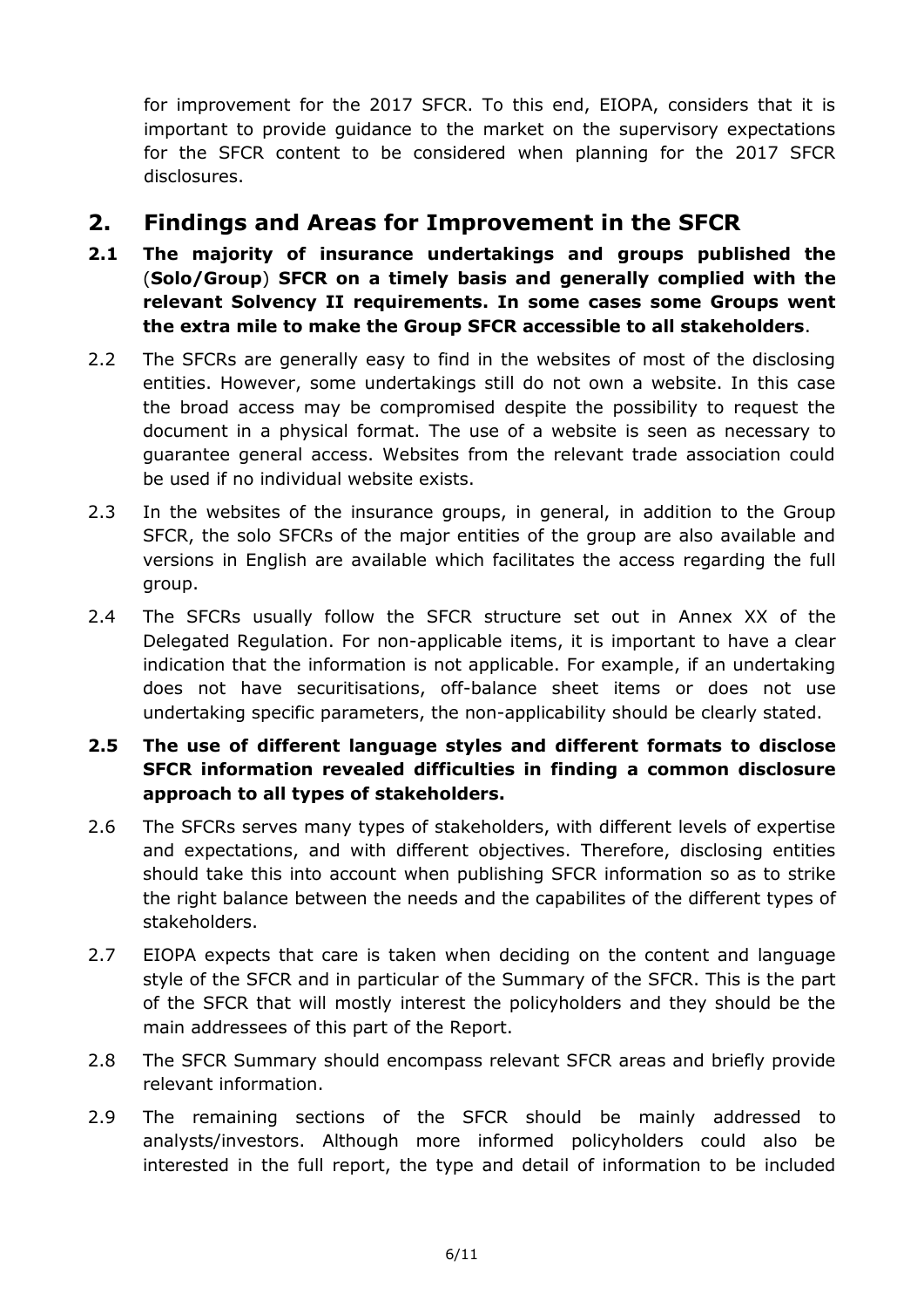for improvement for the 2017 SFCR. To this end, EIOPA, considers that it is important to provide guidance to the market on the supervisory expectations for the SFCR content to be considered when planning for the 2017 SFCR disclosures.

## 2. Findings and Areas for Improvement in the SFCR

**2.1 The majority of insurance undertakings and groups published the (Solo/Group) SFCR on a timely basis and generally complied with the relevant Solvency II requirements. In some cases some Groups went the extra mile to make the Group SFCR accessible to all stakeholders**.

2.2 The SFCRs are generally easy to find in the websites of most of the disclosing entities. However, some undertakings still do not own a website. In this case the broad access may be compromised despite the possibility to request the document in a physical format. The use of a website is seen as necessary to guarantee general access. Websites from the relevant trade association could be used if no individual website exists.

2.3 In the websites of the insurance groups, in general, in addition to the Group SFCR, the solo SFCRs of the major entities of the group are also available and versions in English are available which facilitates the access regarding the full group.

2.4 The SFCRs usually follow the SFCR structure set out in Annex XX of the Delegated Regulation. For non-applicable items, it is important to have a clear indication that the information is not applicable. For example, if an undertaking does not have securitisations, off-balance sheet items or does not use undertaking specific parameters, the non-applicability should be clearly stated.

**2.5 The use of different language styles and different formats to disclose SFCR information revealed difficulties in finding a common disclosure approach to all types of stakeholders.**

2.6 The SFCRs serves many types of stakeholders, with different levels of expertise and expectations, and with different objectives. Therefore, disclosing entities should take this into account when publishing SFCR information so as to strike the right balance between the needs and the capabilites of the different types of stakeholders.

2.7 EIOPA expects that care is taken when deciding on the content and language style of the SFCR and in particular of the Summary of the SFCR. This is the part of the SFCR that will mostly interest the policyholders and they should be the main addressees of this part of the Report.

2.8 The SFCR Summary should encompass relevant SFCR areas and briefly provide relevant information.

2.9 The remaining sections of the SFCR should be mainly addressed to analysts/investors. Although more informed policyholders could also be interested in the full report, the type and detail of information to be included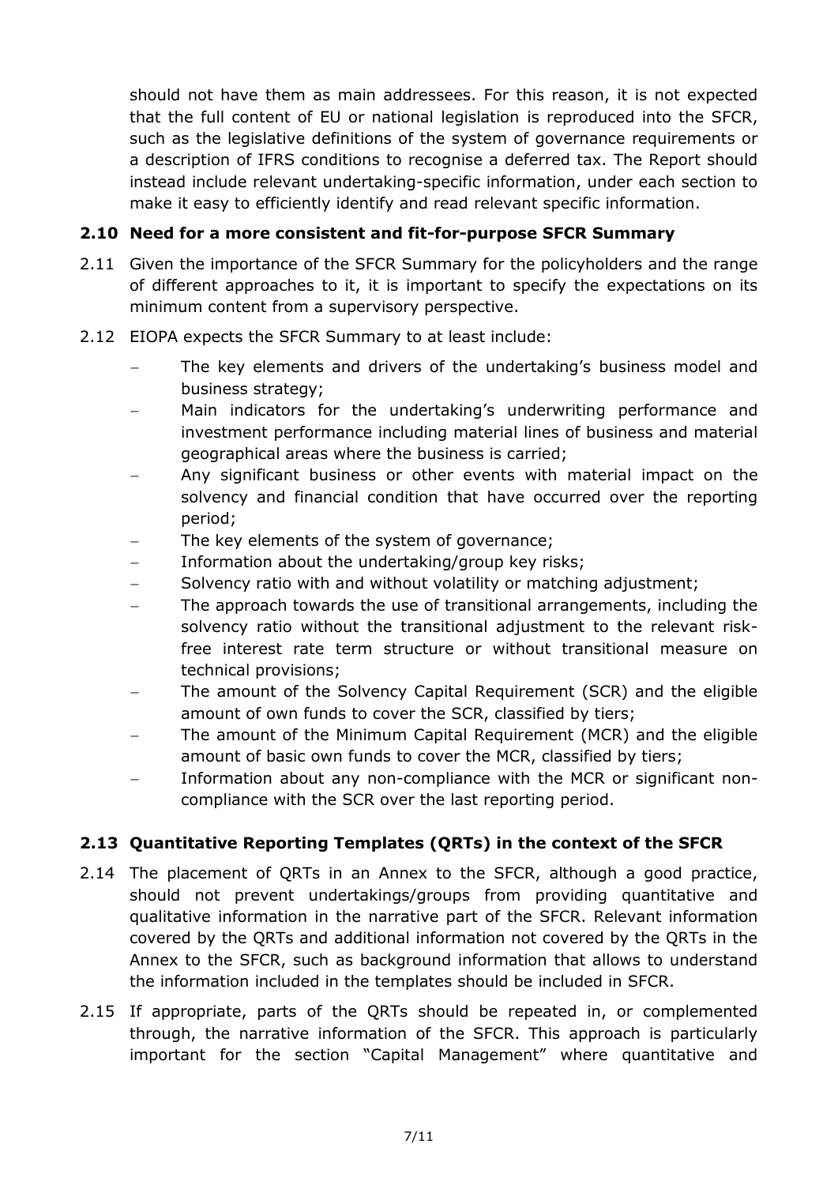should not have them as main addressees. For this reason, it is not expected that the full content of EU or national legislation is reproduced into the SFCR, such as the legislative definitions of the system of governance requirements or a description of IFRS conditions to recognise a deferred tax. The Report should instead include relevant undertaking-specific information, under each section to make it easy to efficiently identify and read relevant specific information.

### 2.10 Need for a more consistent and fit-for-purpose SFCR Summary

2.11 Given the importance of the SFCR Summary for the policyholders and the range of different approaches to it, it is important to specify the expectations on its minimum content from a supervisory perspective.

2.12 EIOPA expects the SFCR Summary to at least include:

- The key elements and drivers of the undertaking's business model and business strategy;
- Main indicators for the undertaking's underwriting performance and investment performance including material lines of business and material geographical areas where the business is carried;
- Any significant business or other events with material impact on the solvency and financial condition that have occurred over the reporting period;
- The key elements of the system of governance;
- Information about the undertaking/group key risks;
- Solvency ratio with and without volatility or matching adjustment;
- The approach towards the use of transitional arrangements, including the solvency ratio without the transitional adjustment to the relevant risk-free interest rate term structure or without transitional measure on technical provisions;
- The amount of the Solvency Capital Requirement (SCR) and the eligible amount of own funds to cover the SCR, classified by tiers;
- The amount of the Minimum Capital Requirement (MCR) and the eligible amount of basic own funds to cover the MCR, classified by tiers;
- Information about any non-compliance with the MCR or significant non-compliance with the SCR over the last reporting period.

### 2.13 Quantitative Reporting Templates (QRTs) in the context of the SFCR

2.14 The placement of QRTs in an Annex to the SFCR, although a good practice, should not prevent undertakings/groups from providing quantitative and qualitative information in the narrative part of the SFCR. Relevant information covered by the QRTs and additional information not covered by the QRTs in the Annex to the SFCR, such as background information that allows to understand the information included in the templates should be included in SFCR.

2.15 If appropriate, parts of the QRTs should be repeated in, or complemented through, the narrative information of the SFCR. This approach is particularly important for the section "Capital Management" where quantitative and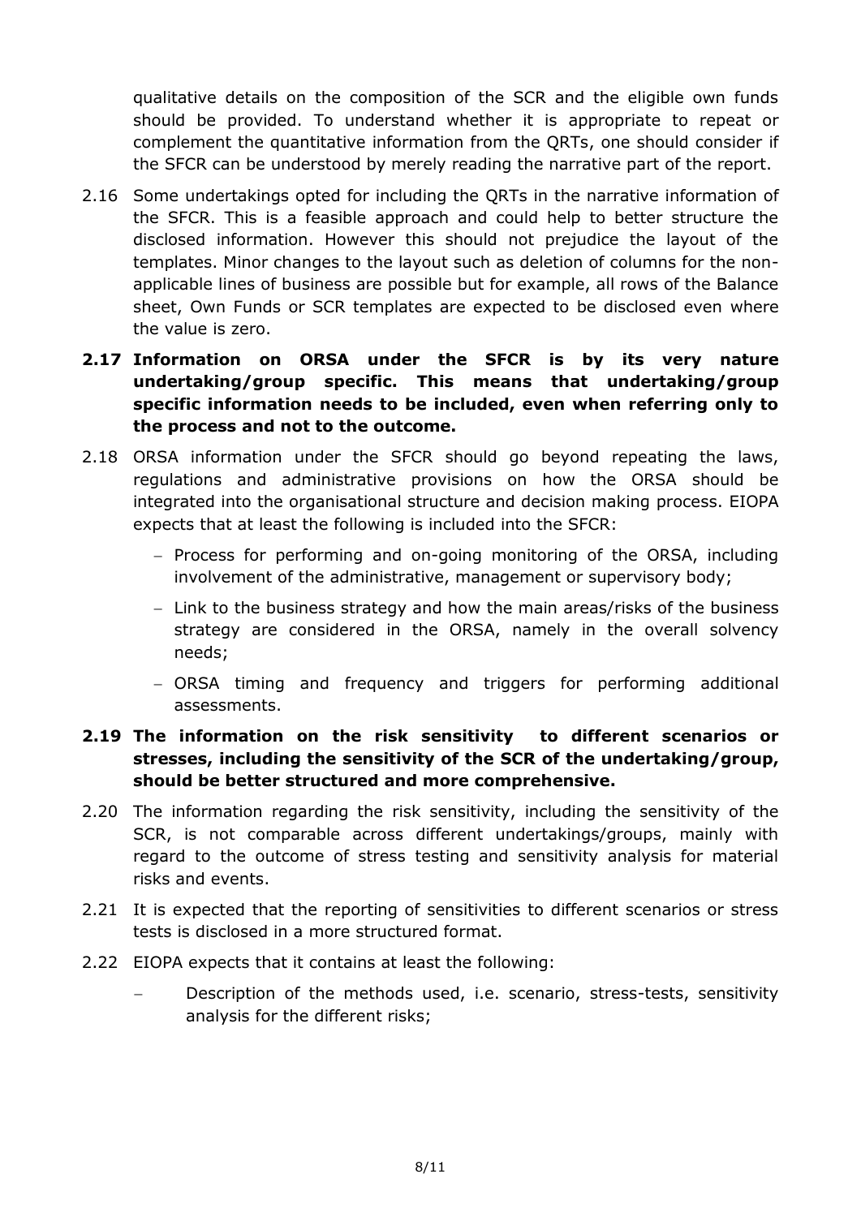qualitative details on the composition of the SCR and the eligible own funds should be provided. To understand whether it is appropriate to repeat or complement the quantitative information from the QRTs, one should consider if the SFCR can be understood by merely reading the narrative part of the report.

2.16 Some undertakings opted for including the QRTs in the narrative information of the SFCR. This is a feasible approach and could help to better structure the disclosed information. However this should not prejudice the layout of the templates. Minor changes to the layout such as deletion of columns for the non-applicable lines of business are possible but for example, all rows of the Balance sheet, Own Funds or SCR templates are expected to be disclosed even where the value is zero.

**2.17 Information on ORSA under the SFCR is by its very nature undertaking/group specific. This means that undertaking/group specific information needs to be included, even when referring only to the process and not to the outcome.**

2.18 ORSA information under the SFCR should go beyond repeating the laws, regulations and administrative provisions on how the ORSA should be integrated into the organisational structure and decision making process. EIOPA expects that at least the following is included into the SFCR:

- Process for performing and on-going monitoring of the ORSA, including involvement of the administrative, management or supervisory body;
- Link to the business strategy and how the main areas/risks of the business strategy are considered in the ORSA, namely in the overall solvency needs;
- ORSA timing and frequency and triggers for performing additional assessments.

**2.19 The information on the risk sensitivity to different scenarios or stresses, including the sensitivity of the SCR of the undertaking/group, should be better structured and more comprehensive.**

2.20 The information regarding the risk sensitivity, including the sensitivity of the SCR, is not comparable across different undertakings/groups, mainly with regard to the outcome of stress testing and sensitivity analysis for material risks and events.

2.21 It is expected that the reporting of sensitivities to different scenarios or stress tests is disclosed in a more structured format.

2.22 EIOPA expects that it contains at least the following:

- Description of the methods used, i.e. scenario, stress-tests, sensitivity analysis for the different risks;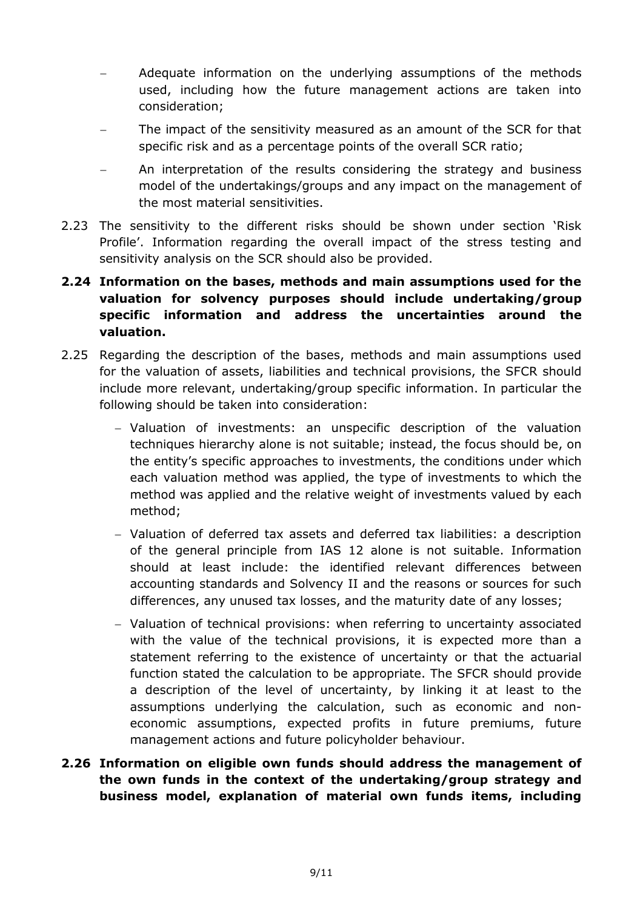- Adequate information on the underlying assumptions of the methods used, including how the future management actions are taken into consideration;
- The impact of the sensitivity measured as an amount of the SCR for that specific risk and as a percentage points of the overall SCR ratio;
- An interpretation of the results considering the strategy and business model of the undertakings/groups and any impact on the management of the most material sensitivities.

2.23 The sensitivity to the different risks should be shown under section 'Risk Profile'. Information regarding the overall impact of the stress testing and sensitivity analysis on the SCR should also be provided.

**2.24 Information on the bases, methods and main assumptions used for the valuation for solvency purposes should include undertaking/group specific information and address the uncertainties around the valuation.**

2.25 Regarding the description of the bases, methods and main assumptions used for the valuation of assets, liabilities and technical provisions, the SFCR should include more relevant, undertaking/group specific information. In particular the following should be taken into consideration:

- Valuation of investments: an unspecific description of the valuation techniques hierarchy alone is not suitable; instead, the focus should be, on the entity's specific approaches to investments, the conditions under which each valuation method was applied, the type of investments to which the method was applied and the relative weight of investments valued by each method;
- Valuation of deferred tax assets and deferred tax liabilities: a description of the general principle from IAS 12 alone is not suitable. Information should at least include: the identified relevant differences between accounting standards and Solvency II and the reasons or sources for such differences, any unused tax losses, and the maturity date of any losses;
- Valuation of technical provisions: when referring to uncertainty associated with the value of the technical provisions, it is expected more than a statement referring to the existence of uncertainty or that the actuarial function stated the calculation to be appropriate. The SFCR should provide a description of the level of uncertainty, by linking it at least to the assumptions underlying the calculation, such as economic and non-economic assumptions, expected profits in future premiums, future management actions and future policyholder behaviour.

**2.26 Information on eligible own funds should address the management of the own funds in the context of the undertaking/group strategy and business model, explanation of material own funds items, including**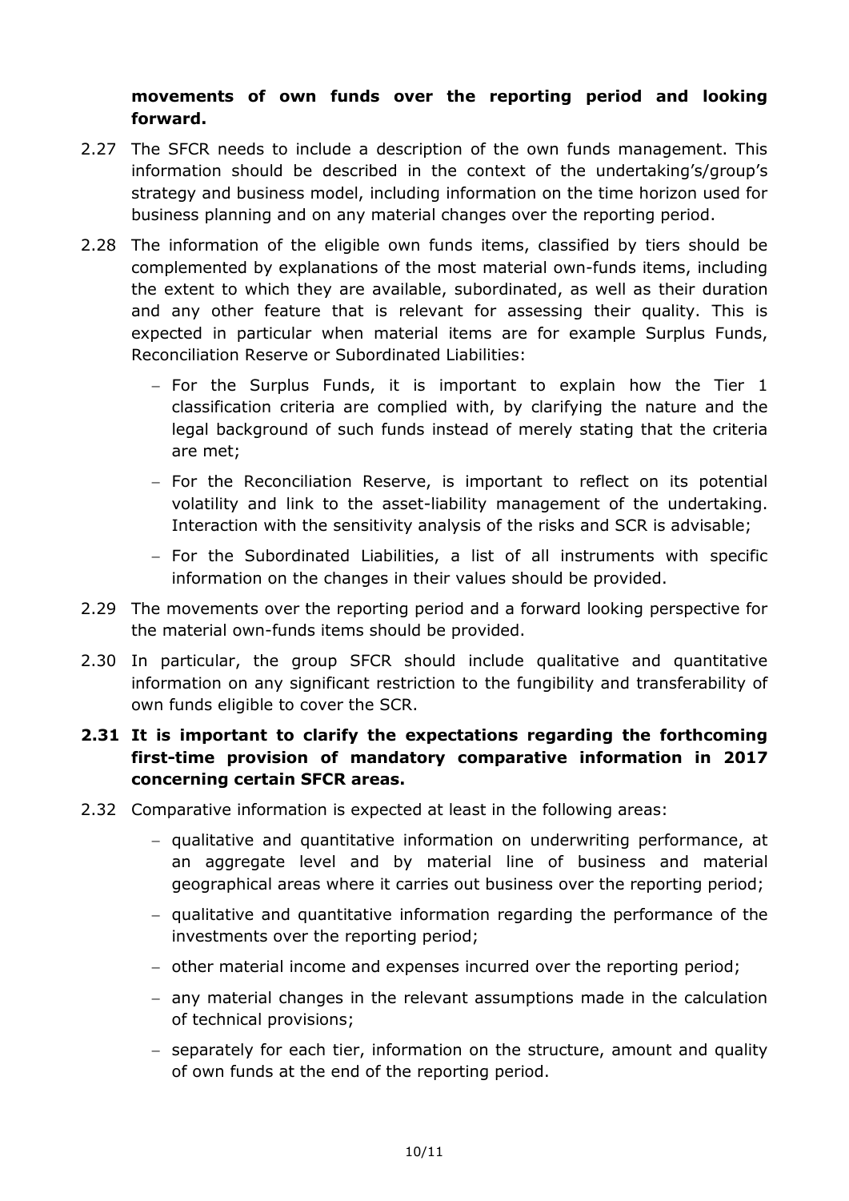**movements of own funds over the reporting period and looking forward.**

2.27 The SFCR needs to include a description of the own funds management. This information should be described in the context of the undertaking's/group's strategy and business model, including information on the time horizon used for business planning and on any material changes over the reporting period.

2.28 The information of the eligible own funds items, classified by tiers should be complemented by explanations of the most material own-funds items, including the extent to which they are available, subordinated, as well as their duration and any other feature that is relevant for assessing their quality. This is expected in particular when material items are for example Surplus Funds, Reconciliation Reserve or Subordinated Liabilities:

- For the Surplus Funds, it is important to explain how the Tier 1 classification criteria are complied with, by clarifying the nature and the legal background of such funds instead of merely stating that the criteria are met;
- For the Reconciliation Reserve, is important to reflect on its potential volatility and link to the asset-liability management of the undertaking. Interaction with the sensitivity analysis of the risks and SCR is advisable;
- For the Subordinated Liabilities, a list of all instruments with specific information on the changes in their values should be provided.

2.29 The movements over the reporting period and a forward looking perspective for the material own-funds items should be provided.

2.30 In particular, the group SFCR should include qualitative and quantitative information on any significant restriction to the fungibility and transferability of own funds eligible to cover the SCR.

**2.31 It is important to clarify the expectations regarding the forthcoming first-time provision of mandatory comparative information in 2017 concerning certain SFCR areas.**

2.32 Comparative information is expected at least in the following areas:

- qualitative and quantitative information on underwriting performance, at an aggregate level and by material line of business and material geographical areas where it carries out business over the reporting period;
- qualitative and quantitative information regarding the performance of the investments over the reporting period;
- other material income and expenses incurred over the reporting period;
- any material changes in the relevant assumptions made in the calculation of technical provisions;
- separately for each tier, information on the structure, amount and quality of own funds at the end of the reporting period.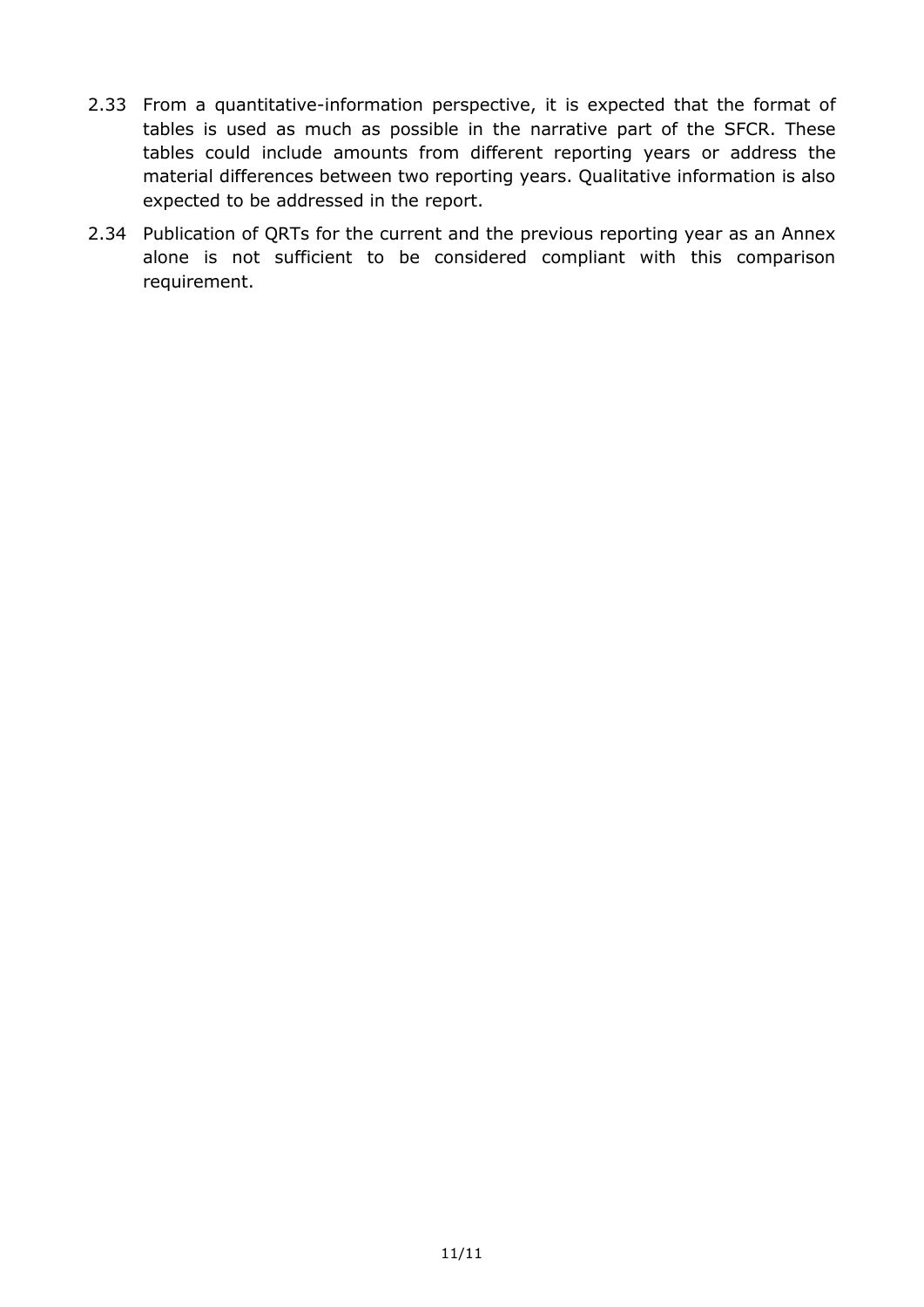2.33 From a quantitative-information perspective, it is expected that the format of tables is used as much as possible in the narrative part of the SFCR. These tables could include amounts from different reporting years or address the material differences between two reporting years. Qualitative information is also expected to be addressed in the report.

2.34 Publication of QRTs for the current and the previous reporting year as an Annex alone is not sufficient to be considered compliant with this comparison requirement.